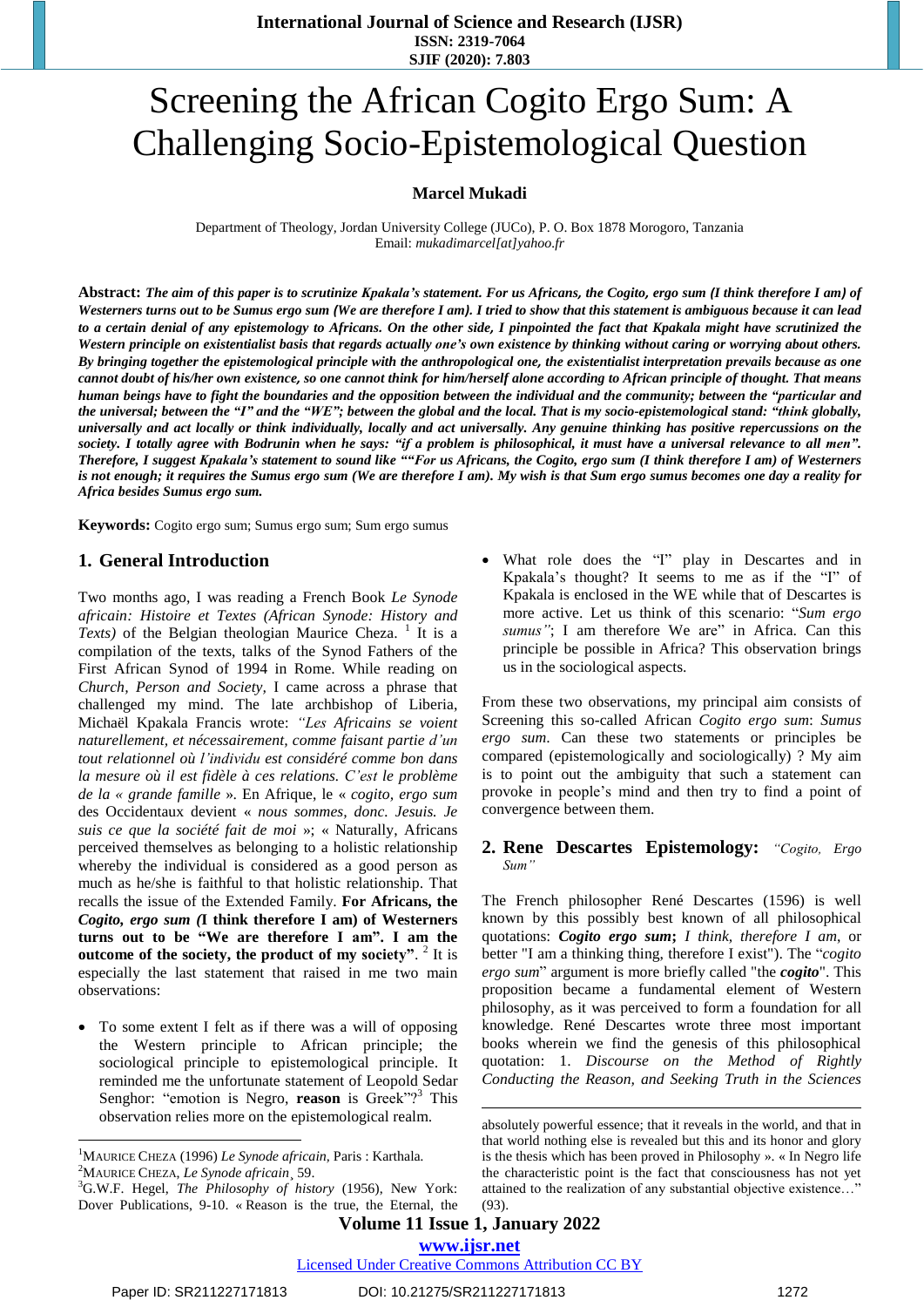# Screening the African Cogito Ergo Sum: A Challenging Socio-Epistemological Question

**Marcel Mukadi**

Department of Theology, Jordan University College (JUCo), P. O. Box 1878 Morogoro, Tanzania
Email: *mukadimarcel[at]yahoo.fr*

**Abstract:** ***The aim of this paper is to scrutinize Kpakala's statement. For us Africans, the Cogito, ergo sum (I think therefore I am) of Westerners turns out to be Sumus ergo sum (We are therefore I am). I tried to show that this statement is ambiguous because it can lead to a certain denial of any epistemology to Africans. On the other side, I pinpointed the fact that Kpakala might have scrutinized the Western principle on existentialist basis that regards actually one's own existence by thinking without caring or worrying about others. By bringing together the epistemological principle with the anthropological one, the existentialist interpretation prevails because as one cannot doubt of his/her own existence, so one cannot think for him/herself alone according to African principle of thought. That means human beings have to fight the boundaries and the opposition between the individual and the community; between the "particular and the universal; between the "I" and the "WE"; between the global and the local. That is my socio-epistemological stand: "think globally, universally and act locally or think individually, locally and act universally. Any genuine thinking has positive repercussions on the society. I totally agree with Bodrunin when he says: "if a problem is philosophical, it must have a universal relevance to all men". Therefore, I suggest Kpakala's statement to sound like ""For us Africans, the Cogito, ergo sum (I think therefore I am) of Westerners is not enough; it requires the Sumus ergo sum (We are therefore I am). My wish is that Sum ergo sumus becomes one day a reality for Africa besides Sumus ergo sum.***

**Keywords:** Cogito ergo sum; Sumus ergo sum; Sum ergo sumus

## 1. General Introduction

Two months ago, I was reading a French Book *Le Synode africain: Histoire et Textes (African Synode: History and Texts)* of the Belgian theologian Maurice Cheza. [1] It is a compilation of the texts, talks of the Synod Fathers of the First African Synod of 1994 in Rome. While reading on *Church, Person and Society,* I came across a phrase that challenged my mind. The late archbishop of Liberia, Michaël Kpakala Francis wrote: *"Les Africains se voient naturellement, et nécessairement, comme faisant partie d'un tout relationnel où l'individu est considéré comme bon dans la mesure où il est fidèle à ces relations. C'est le problème de la « grande famille* ». En Afrique, le « *cogito, ergo sum* des Occidentaux devient « *nous sommes, donc. Jesuis. Je suis ce que la société fait de moi* »; « Naturally, Africans perceived themselves as belonging to a holistic relationship whereby the individual is considered as a good person as much as he/she is faithful to that holistic relationship. That recalls the issue of the Extended Family. **For Africans, the *Cogito, ergo sum (*I think therefore I am) of Westerners turns out to be "We are therefore I am". I am the outcome of the society, the product of my society"**. [2] It is especially the last statement that raised in me two main observations:

- To some extent I felt as if there was a will of opposing the Western principle to African principle; the sociological principle to epistemological principle. It reminded me the unfortunate statement of Leopold Sedar Senghor: "emotion is Negro, **reason** is Greek"? [3] This observation relies more on the epistemological realm.
- What role does the "I" play in Descartes and in Kpakala's thought? It seems to me as if the "I" of Kpakala is enclosed in the WE while that of Descartes is more active. Let us think of this scenario: "*Sum ergo sumus"*; I am therefore We are" in Africa. Can this principle be possible in Africa? This observation brings us in the sociological aspects.

From these two observations, my principal aim consists of Screening this so-called African *Cogito ergo sum*: *Sumus ergo sum.* Can these two statements or principles be compared (epistemologically and sociologically) ? My aim is to point out the ambiguity that such a statement can provoke in people's mind and then try to find a point of convergence between them.

## 2. Rene Descartes Epistemology: *"Cogito, Ergo Sum"*

The French philosopher René Descartes (1596) is well known by this possibly best known of all philosophical quotations: ***Cogito ergo sum****; I think, therefore I am*, or better "I am a thinking thing, therefore I exist"). The "*cogito ergo sum*" argument is more briefly called "the ***cogito***". This proposition became a fundamental element of Western philosophy, as it was perceived to form a foundation for all knowledge. René Descartes wrote three most important books wherein we find the genesis of this philosophical quotation: 1. *Discourse on the Method of Rightly Conducting the Reason, and Seeking Truth in the Sciences*

---

[1] Maurice Cheza (1996) *Le Synode africain,* Paris : Karthala.

[2] Maurice Cheza, *Le Synode africain*¸ 59.

[3] G.W.F. Hegel, *The Philosophy of history* (1956), New York: Dover Publications, 9-10. « Reason is the true, the Eternal, the absolutely powerful essence; that it reveals in the world, and that in that world nothing else is revealed but this and its honor and glory is the thesis which has been proved in Philosophy ». « In Negro life the characteristic point is the fact that consciousness has not yet attained to the realization of any substantial objective existence…" (93).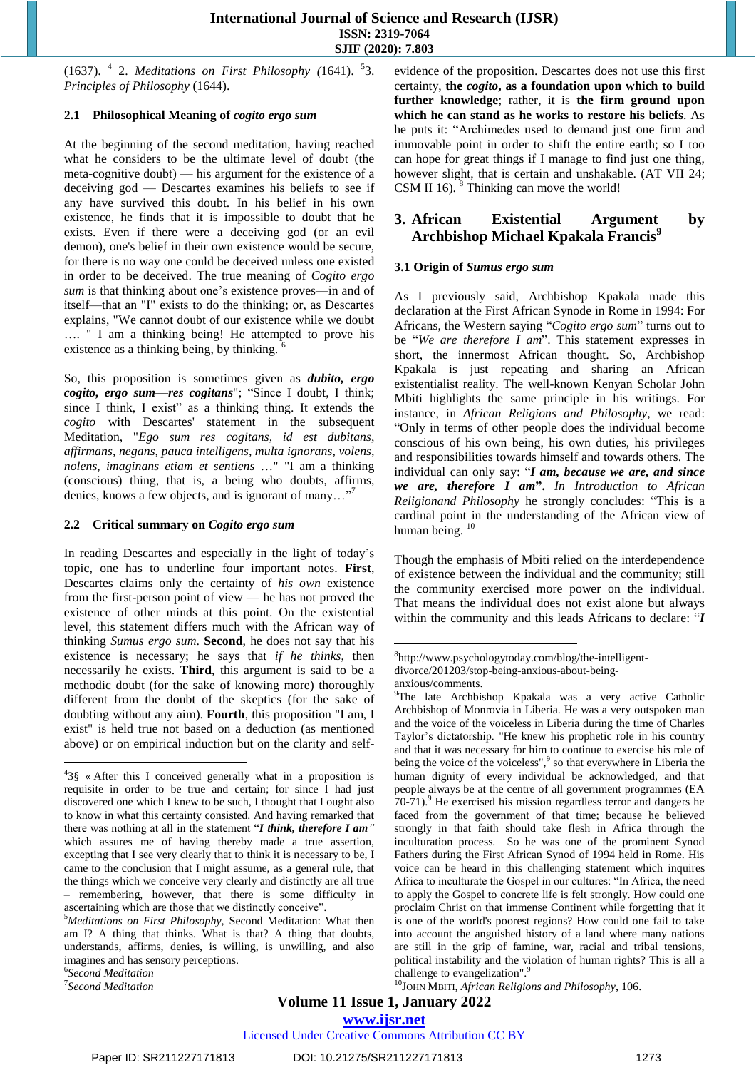(1637). [4] 2. *Meditations on First Philosophy (*1641). [5]3. *Principles of Philosophy* (1644).

### 2.1 Philosophical Meaning of *cogito ergo sum*

At the beginning of the second meditation, having reached what he considers to be the ultimate level of doubt (the meta-cognitive doubt) — his argument for the existence of a deceiving god — Descartes examines his beliefs to see if any have survived this doubt. In his belief in his own existence, he finds that it is impossible to doubt that he exists. Even if there were a deceiving god (or an evil demon), one's belief in their own existence would be secure, for there is no way one could be deceived unless one existed in order to be deceived. The true meaning of *Cogito ergo sum* is that thinking about one's existence proves—in and of itself—that an "I" exists to do the thinking; or, as Descartes explains, "We cannot doubt of our existence while we doubt …. " I am a thinking being! He attempted to prove his existence as a thinking being, by thinking. [6]

So, this proposition is sometimes given as ***dubito, ergo cogito, ergo sum—res cogitans***"; "Since I doubt, I think; since I think, I exist" as a thinking thing. It extends the *cogito* with Descartes' statement in the subsequent Meditation, "*Ego sum res cogitans, id est dubitans, affirmans, negans, pauca intelligens, multa ignorans, volens, nolens, imaginans etiam et sentiens* …" "I am a thinking (conscious) thing, that is, a being who doubts, affirms, denies, knows a few objects, and is ignorant of many…"[7]

### 2.2 Critical summary on *Cogito ergo sum*

In reading Descartes and especially in the light of today's topic, one has to underline four important notes. **First**, Descartes claims only the certainty of *his own* existence from the first-person point of view — he has not proved the existence of other minds at this point. On the existential level, this statement differs much with the African way of thinking *Sumus ergo sum*. **Second**, he does not say that his existence is necessary; he says that *if he thinks*, then necessarily he exists. **Third**, this argument is said to be a methodic doubt (for the sake of knowing more) thoroughly different from the doubt of the skeptics (for the sake of doubting without any aim). **Fourth**, this proposition "I am, I exist" is held true not based on a deduction (as mentioned above) or on empirical induction but on the clarity and self-evidence of the proposition. Descartes does not use this first certainty, **the *cogito*, as a foundation upon which to build further knowledge**; rather, it is **the firm ground upon which he can stand as he works to restore his beliefs**. As he puts it: "Archimedes used to demand just one firm and immovable point in order to shift the entire earth; so I too can hope for great things if I manage to find just one thing, however slight, that is certain and unshakable. (AT VII 24; CSM II 16). [8] Thinking can move the world!

## 3. African Existential Argument by Archbishop Michael Kpakala Francis[9]

### 3.1 Origin of *Sumus ergo sum*

As I previously said, Archbishop Kpakala made this declaration at the First African Synode in Rome in 1994: For Africans, the Western saying "*Cogito ergo sum*" turns out to be "*We are therefore I am*". This statement expresses in short, the innermost African thought. So, Archbishop Kpakala is just repeating and sharing an African existentialist reality. The well-known Kenyan Scholar John Mbiti highlights the same principle in his writings. For instance, in *African Religions and Philosophy*, we read: "Only in terms of other people does the individual become conscious of his own being, his own duties, his privileges and responsibilities towards himself and towards others. The individual can only say: "***I am, because we are, and since we are, therefore I am***". *In Introduction to African Religionand Philosophy* he strongly concludes: "This is a cardinal point in the understanding of the African view of human being. [10]

Though the emphasis of Mbiti relied on the interdependence of existence between the individual and the community; still the community exercised more power on the individual. That means the individual does not exist alone but always within the community and this leads Africans to declare: "***I***

---

[4]3§ « After this I conceived generally what in a proposition is requisite in order to be true and certain; for since I had just discovered one which I knew to be such, I thought that I ought also to know in what this certainty consisted. And having remarked that there was nothing at all in the statement "***I think, therefore I am***" which assures me of having thereby made a true assertion, excepting that I see very clearly that to think it is necessary to be, I came to the conclusion that I might assume, as a general rule, that the things which we conceive very clearly and distinctly are all true – remembering, however, that there is some difficulty in ascertaining which are those that we distinctly conceive".

[5]*Meditations on First Philosophy*, Second Meditation: What then am I? A thing that thinks. What is that? A thing that doubts, understands, affirms, denies, is willing, is unwilling, and also imagines and has sensory perceptions.

[6]*Second Meditation*

[7]*Second Meditation*

[8]http://www.psychologytoday.com/blog/the-intelligent-divorce/201203/stop-being-anxious-about-being-anxious/comments.

[9]The late Archbishop Kpakala was a very active Catholic Archbishop of Monrovia in Liberia. He was a very outspoken man and the voice of the voiceless in Liberia during the time of Charles Taylor's dictatorship. "He knew his prophetic role in his country and that it was necessary for him to continue to exercise his role of being the voice of the voiceless",[9] so that everywhere in Liberia the human dignity of every individual be acknowledged, and that people always be at the centre of all government programmes (EA 70-71).[9] He exercised his mission regardless terror and dangers he faced from the government of that time; because he believed strongly in that faith should take flesh in Africa through the inculturation process. So he was one of the prominent Synod Fathers during the First African Synod of 1994 held in Rome. His voice can be heard in this challenging statement which inquires Africa to inculturate the Gospel in our cultures: "In Africa, the need to apply the Gospel to concrete life is felt strongly. How could one proclaim Christ on that immense Continent while forgetting that it is one of the world's poorest regions? How could one fail to take into account the anguished history of a land where many nations are still in the grip of famine, war, racial and tribal tensions, political instability and the violation of human rights? This is all a challenge to evangelization".[9]

[10]JOHN MBITI, *African Religions and Philosophy*, 106.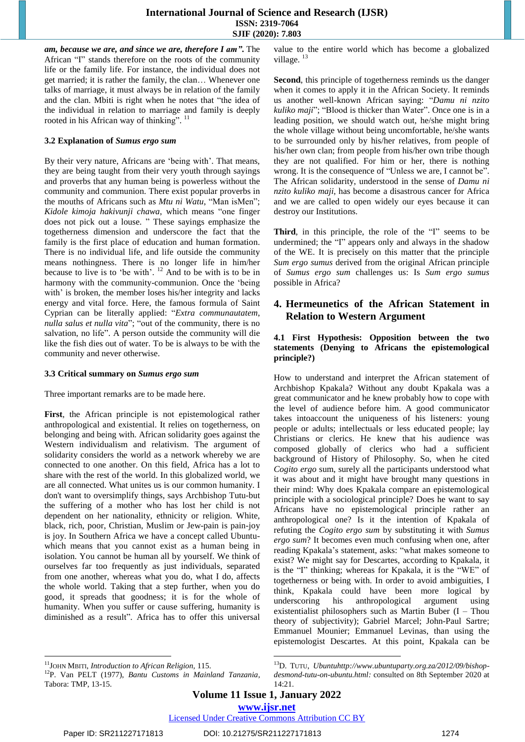***am, because we are, and since we are, therefore I am".*** The African "I" stands therefore on the roots of the community life or the family life. For instance, the individual does not get married; it is rather the family, the clan… Whenever one talks of marriage, it must always be in relation of the family and the clan. Mbiti is right when he notes that "the idea of the individual in relation to marriage and family is deeply rooted in his African way of thinking". [11]

### 3.2 Explanation of *Sumus ergo sum*

By their very nature, Africans are 'being with'. That means, they are being taught from their very youth through sayings and proverbs that any human being is powerless without the community and communion. There exist popular proverbs in the mouths of Africans such as *Mtu ni Watu*, "Man isMen"; *Kidole kimoja hakivunji chawa*, which means "one finger does not pick out a louse. " These sayings emphasize the togetherness dimension and underscore the fact that the family is the first place of education and human formation. There is no individual life, and life outside the community means nothingness. There is no longer life in him/her because to live is to 'be with'. [12] And to be with is to be in harmony with the community-communion. Once the 'being with' is broken, the member loses his/her integrity and lacks energy and vital force. Here, the famous formula of Saint Cyprian can be literally applied: "*Extra communautatem, nulla salus et nulla vita*"; "out of the community, there is no salvation, no life". A person outside the community will die like the fish dies out of water. To be is always to be with the community and never otherwise.

### 3.3 Critical summary on *Sumus ergo sum*

Three important remarks are to be made here.

**First**, the African principle is not epistemological rather anthropological and existential. It relies on togetherness, on belonging and being with. African solidarity goes against the Western individualism and relativism. The argument of solidarity considers the world as a network whereby we are connected to one another. On this field, Africa has a lot to share with the rest of the world. In this globalized world, we are all connected. What unites us is our common humanity. I don't want to oversimplify things, says Archbishop Tutu-but the suffering of a mother who has lost her child is not dependent on her nationality, ethnicity or religion. White, black, rich, poor, Christian, Muslim or Jew-pain is pain-joy is joy. In Southern Africa we have a concept called Ubuntu-which means that you cannot exist as a human being in isolation. You cannot be human all by yourself. We think of ourselves far too frequently as just individuals, separated from one another, whereas what you do, what I do, affects the whole world. Taking that a step further, when you do good, it spreads that goodness; it is for the whole of humanity. When you suffer or cause suffering, humanity is diminished as a result". Africa has to offer this universal value to the entire world which has become a globalized village. [13]

**Second**, this principle of togetherness reminds us the danger when it comes to apply it in the African Society. It reminds us another well-known African saying: "*Damu ni nzito kuliko maji*"; "Blood is thicker than Water". Once one is in a leading position, we should watch out, he/she might bring the whole village without being uncomfortable, he/she wants to be surrounded only by his/her relatives, from people of his/her own clan; from people from his/her own tribe though they are not qualified. For him or her, there is nothing wrong. It is the consequence of "Unless we are, I cannot be". The African solidarity, understood in the sense of *Damu ni nzito kuliko maji*, has become a disastrous cancer for Africa and we are called to open widely our eyes because it can destroy our Institutions.

**Third**, in this principle, the role of the "I" seems to be undermined; the "I" appears only and always in the shadow of the WE. It is precisely on this matter that the principle *Sum ergo sumus* derived from the original African principle of *Sumus ergo sum* challenges us: Is *Sum ergo sumus* possible in Africa?

## 4. Hermeunetics of the African Statement in Relation to Western Argument

### 4.1 First Hypothesis: Opposition between the two statements (Denying to Africans the epistemological principle?)

How to understand and interpret the African statement of Archbishop Kpakala? Without any doubt Kpakala was a great communicator and he knew probably how to cope with the level of audience before him. A good communicator takes intoaccount the uniqueness of his listeners: young people or adults; intellectuals or less educated people; lay Christians or clerics. He knew that his audience was composed globally of clerics who had a sufficient background of History of Philosophy. So, when he cited *Cogito ergo* sum, surely all the participants understood what it was about and it might have brought many questions in their mind. Why does Kpakala compare an epistemological principle with a sociological principle? Does he want to say Africans have no epistemological principle rather an anthropological one? Is it the intention of Kpakala of refuting the *Cogito ergo sum* by substituting it with *Sumus ergo sum*? It becomes even much confusing when one, after reading Kpakala's statement, asks: "what makes someone to exist? We might say for Descartes, according to Kpakala, it is the "I" thinking; whereas for Kpakala, it is the "WE" of togetherness or being with. In order to avoid ambiguities, I think, Kpakala could have been more logical by underscoring his anthropological argument using existentialist philosophers such as Martin Buber (I – Thou theory of subjectivity); Gabriel Marcel; John-Paul Sartre; Emmanuel Mounier; Emmanuel Levinas, than using the epistemologist Descartes. At this point, Kpakala can be

---

[11] JOHN MBITI, *Introduction to African Religion*, 115.

[12] P. Van PELT (1977), *Bantu Customs in Mainland Tanzania*, Tabora: TMP, 13-15.

[13] D. TUTU, *Ubuntuhttp://www.ubuntuparty.org.za/2012/09/bishop-desmond-tutu-on-ubuntu.html:* consulted on 8th September 2020 at 14:21.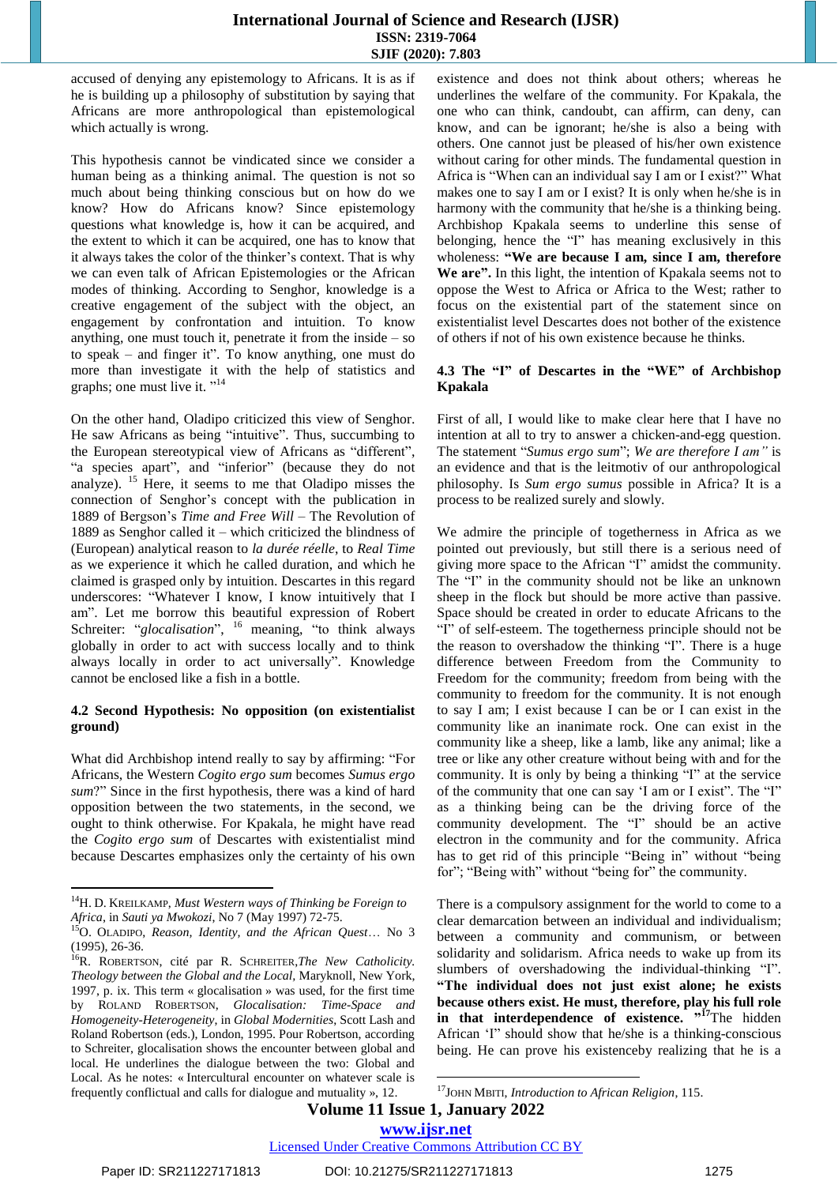accused of denying any epistemology to Africans. It is as if he is building up a philosophy of substitution by saying that Africans are more anthropological than epistemological which actually is wrong.

This hypothesis cannot be vindicated since we consider a human being as a thinking animal. The question is not so much about being thinking conscious but on how do we know? How do Africans know? Since epistemology questions what knowledge is, how it can be acquired, and the extent to which it can be acquired, one has to know that it always takes the color of the thinker's context. That is why we can even talk of African Epistemologies or the African modes of thinking. According to Senghor, knowledge is a creative engagement of the subject with the object, an engagement by confrontation and intuition. To know anything, one must touch it, penetrate it from the inside – so to speak – and finger it". To know anything, one must do more than investigate it with the help of statistics and graphs; one must live it. "[14]

On the other hand, Oladipo criticized this view of Senghor. He saw Africans as being "intuitive". Thus, succumbing to the European stereotypical view of Africans as "different", "a species apart", and "inferior" (because they do not analyze). [15] Here, it seems to me that Oladipo misses the connection of Senghor's concept with the publication in 1889 of Bergson's *Time and Free Will* – The Revolution of 1889 as Senghor called it – which criticized the blindness of (European) analytical reason to *la durée réélle*, to *Real Time* as we experience it which he called duration, and which he claimed is grasped only by intuition. Descartes in this regard underscores: "Whatever I know, I know intuitively that I am". Let me borrow this beautiful expression of Robert Schreiter: "*glocalisation*", [16] meaning, "to think always globally in order to act with success locally and to think always locally in order to act universally". Knowledge cannot be enclosed like a fish in a bottle.

### 4.2 Second Hypothesis: No opposition (on existentialist ground)

What did Archbishop intend really to say by affirming: "For Africans, the Western *Cogito ergo sum* becomes *Sumus ergo sum*?" Since in the first hypothesis, there was a kind of hard opposition between the two statements, in the second, we ought to think otherwise. For Kpakala, he might have read the *Cogito ergo sum* of Descartes with existentialist mind because Descartes emphasizes only the certainty of his own existence and does not think about others; whereas he underlines the welfare of the community. For Kpakala, the one who can think, candoubt, can affirm, can deny, can know, and can be ignorant; he/she is also a being with others. One cannot just be pleased of his/her own existence without caring for other minds. The fundamental question in Africa is "When can an individual say I am or I exist?" What makes one to say I am or I exist? It is only when he/she is in harmony with the community that he/she is a thinking being. Archbishop Kpakala seems to underline this sense of belonging, hence the "I" has meaning exclusively in this wholeness: **"We are because I am, since I am, therefore We are".** In this light, the intention of Kpakala seems not to oppose the West to Africa or Africa to the West; rather to focus on the existential part of the statement since on existentialist level Descartes does not bother of the existence of others if not of his own existence because he thinks.

### 4.3 The "I" of Descartes in the "WE" of Archbishop Kpakala

First of all, I would like to make clear here that I have no intention at all to try to answer a chicken-and-egg question. The statement "*Sumus ergo sum*"; *We are therefore I am"* is an evidence and that is the leitmotiv of our anthropological philosophy. Is *Sum ergo sumus* possible in Africa? It is a process to be realized surely and slowly.

We admire the principle of togetherness in Africa as we pointed out previously, but still there is a serious need of giving more space to the African "I" amidst the community. The "I" in the community should not be like an unknown sheep in the flock but should be more active than passive. Space should be created in order to educate Africans to the "I" of self-esteem. The togetherness principle should not be the reason to overshadow the thinking "I". There is a huge difference between Freedom from the Community to Freedom for the community; freedom from being with the community to freedom for the community. It is not enough to say I am; I exist because I can be or I can exist in the community like an inanimate rock. One can exist in the community like a sheep, like a lamb, like any animal; like a tree or like any other creature without being with and for the community. It is only by being a thinking "I" at the service of the community that one can say 'I am or I exist". The "I" as a thinking being can be the driving force of the community development. The "I" should be an active electron in the community and for the community. Africa has to get rid of this principle "Being in" without "being for"; "Being with" without "being for" the community.

There is a compulsory assignment for the world to come to a clear demarcation between an individual and individualism; between a community and communism, or between solidarity and solidarism. Africa needs to wake up from its slumbers of overshadowing the individual-thinking "I". **"The individual does not just exist alone; he exists because others exist. He must, therefore, play his full role in that interdependence of existence. "**[17]The hidden African 'I' should show that he/she is a thinking-conscious being. He can prove his existenceby realizing that he is a

---

[14] H. D. Kreilkamp, *Must Western ways of Thinking be Foreign to Africa*, in *Sauti ya Mwokozi*, No 7 (May 1997) 72-75.

[15] O. Oladipo, *Reason, Identity, and the African Quest…* No 3 (1995), 26-36.

[16] R. Robertson, cité par R. Schreiter,*The New Catholicity. Theology between the Global and the Local*, Maryknoll, New York, 1997, p. ix. This term « glocalisation » was used, for the first time by Roland Robertson, *Glocalisation: Time-Space and Homogeneity-Heterogeneity*, in *Global Modernities*, Scott Lash and Roland Robertson (eds.), London, 1995. Pour Robertson, according to Schreiter, glocalisation shows the encounter between global and local. He underlines the dialogue between the two: Global and Local. As he notes: « Intercultural encounter on whatever scale is frequently conflictual and calls for dialogue and mutuality », 12.

[17] John Mbiti, *Introduction to African Religion*, 115.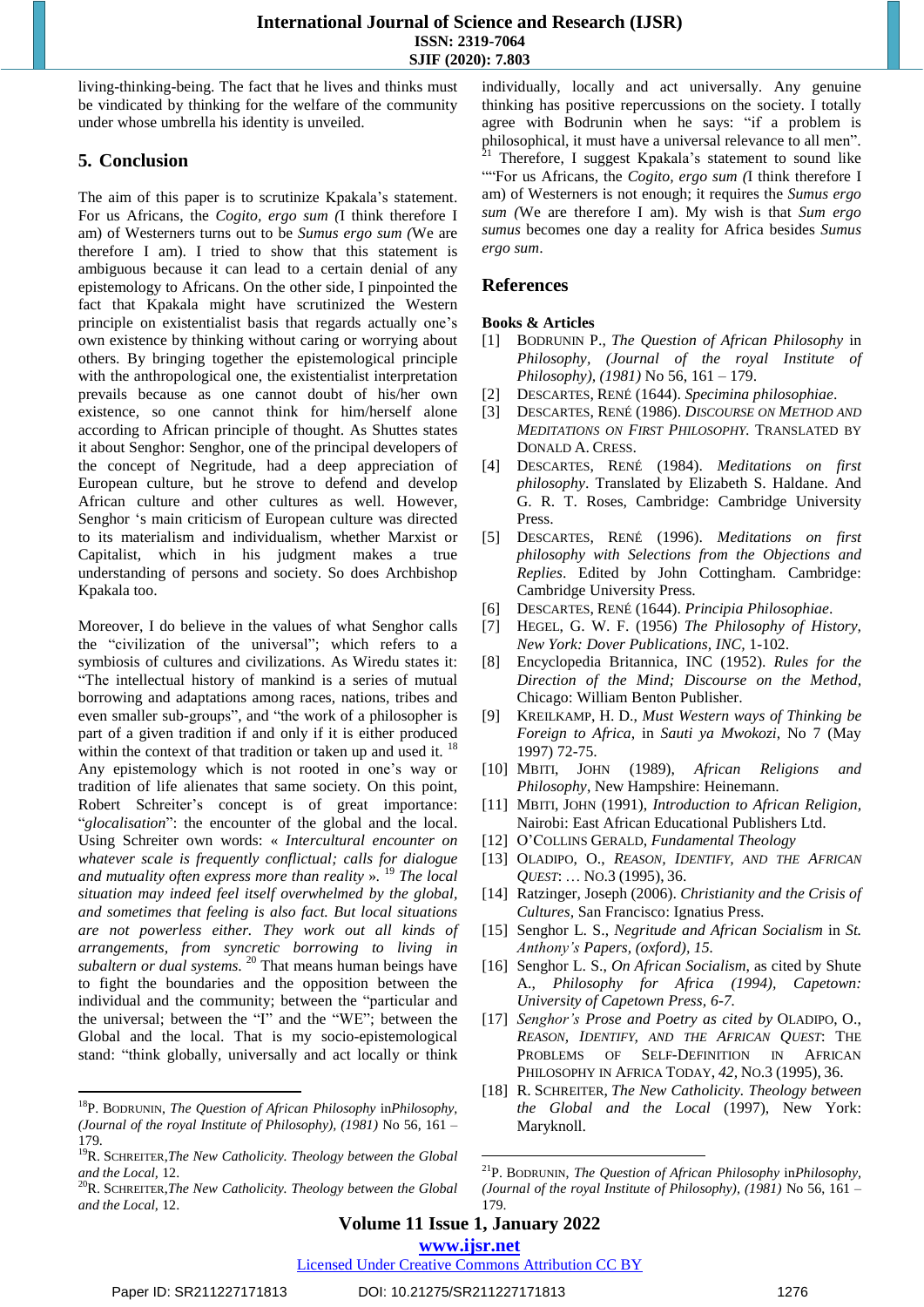living-thinking-being. The fact that he lives and thinks must be vindicated by thinking for the welfare of the community under whose umbrella his identity is unveiled.

## 5. Conclusion

The aim of this paper is to scrutinize Kpakala's statement. For us Africans, the *Cogito, ergo sum (*I think therefore I am) of Westerners turns out to be *Sumus ergo sum (*We are therefore I am). I tried to show that this statement is ambiguous because it can lead to a certain denial of any epistemology to Africans. On the other side, I pinpointed the fact that Kpakala might have scrutinized the Western principle on existentialist basis that regards actually one's own existence by thinking without caring or worrying about others. By bringing together the epistemological principle with the anthropological one, the existentialist interpretation prevails because as one cannot doubt of his/her own existence, so one cannot think for him/herself alone according to African principle of thought. As Shuttes states it about Senghor: Senghor, one of the principal developers of the concept of Negritude, had a deep appreciation of European culture, but he strove to defend and develop African culture and other cultures as well. However, Senghor 's main criticism of European culture was directed to its materialism and individualism, whether Marxist or Capitalist, which in his judgment makes a true understanding of persons and society. So does Archbishop Kpakala too.

Moreover, I do believe in the values of what Senghor calls the "civilization of the universal"; which refers to a symbiosis of cultures and civilizations. As Wiredu states it: "The intellectual history of mankind is a series of mutual borrowing and adaptations among races, nations, tribes and even smaller sub-groups", and "the work of a philosopher is part of a given tradition if and only if it is either produced within the context of that tradition or taken up and used it. [18] Any epistemology which is not rooted in one's way or tradition of life alienates that same society. On this point, Robert Schreiter's concept is of great importance: "*glocalisation*": the encounter of the global and the local. Using Schreiter own words: « *Intercultural encounter on whatever scale is frequently conflictual; calls for dialogue and mutuality often express more than reality* ». [19] *The local situation may indeed feel itself overwhelmed by the global, and sometimes that feeling is also fact. But local situations are not powerless either. They work out all kinds of arrangements, from syncretic borrowing to living in subaltern or dual systems.* [20] That means human beings have to fight the boundaries and the opposition between the individual and the community; between the "particular and the universal; between the "I" and the "WE"; between the Global and the local. That is my socio-epistemological stand: "think globally, universally and act locally or think individually, locally and act universally. Any genuine thinking has positive repercussions on the society. I totally agree with Bodrunin when he says: "if a problem is philosophical, it must have a universal relevance to all men". [21] Therefore, I suggest Kpakala's statement to sound like ""For us Africans, the *Cogito, ergo sum (*I think therefore I am) of Westerners is not enough; it requires the *Sumus ergo sum (*We are therefore I am). My wish is that *Sum ergo sumus* becomes one day a reality for Africa besides *Sumus ergo sum*.

## References

### Books & Articles

[1] BODRUNIN P., *The Question of African Philosophy* in *Philosophy, (Journal of the royal Institute of Philosophy), (1981)* No 56, 161 – 179.
[2] DESCARTES, RENÉ (1644). *Specimina philosophiae*.
[3] DESCARTES, RENÉ (1986). *DISCOURSE ON METHOD AND MEDITATIONS ON FIRST PHILOSOPHY*. TRANSLATED BY DONALD A. CRESS.
[4] DESCARTES, RENÉ (1984). *Meditations on first philosophy*. Translated by Elizabeth S. Haldane. And G. R. T. Roses, Cambridge: Cambridge University Press.
[5] DESCARTES, RENÉ (1996). *Meditations on first philosophy with Selections from the Objections and Replies*. Edited by John Cottingham. Cambridge: Cambridge University Press.
[6] DESCARTES, RENÉ (1644). *Principia Philosophiae*.
[7] HEGEL, G. W. F. (1956) *The Philosophy of History, New York: Dover Publications, INC*, 1-102.
[8] Encyclopedia Britannica, INC (1952). *Rules for the Direction of the Mind; Discourse on the Method*, Chicago: William Benton Publisher.
[9] KREILKAMP, H. D., *Must Western ways of Thinking be Foreign to Africa*, in *Sauti ya Mwokozi*, No 7 (May 1997) 72-75.
[10] MBITI, JOHN (1989), *African Religions and Philosophy*, New Hampshire: Heinemann.
[11] MBITI, JOHN (1991), *Introduction to African Religion*, Nairobi: East African Educational Publishers Ltd.
[12] O'COLLINS GERALD, *Fundamental Theology*
[13] OLADIPO, O., *REASON, IDENTIFY, AND THE AFRICAN QUEST*: … NO.3 (1995), 36.
[14] Ratzinger, Joseph (2006). *Christianity and the Crisis of Cultures*, San Francisco: Ignatius Press.
[15] Senghor L. S., *Negritude and African Socialism* in *St. Anthony's Papers, (oxford), 15.*
[16] Senghor L. S., *On African Socialism*, as cited by Shute A., *Philosophy for Africa (1994), Capetown: University of Capetown Press, 6-7.*
[17] *Senghor's Prose and Poetry as cited by* OLADIPO, O., *REASON, IDENTIFY, AND THE AFRICAN QUEST*: THE PROBLEMS OF SELF-DEFINITION IN AFRICAN PHILOSOPHY IN AFRICA TODAY, *42*, NO.3 (1995), 36.
[18] R. SCHREITER, *The New Catholicity. Theology between the Global and the Local* (1997), New York: Maryknoll.

---

[18] P. BODRUNIN, *The Question of African Philosophy* in*Philosophy, (Journal of the royal Institute of Philosophy), (1981)* No 56, 161 – 179.

[19] R. SCHREITER,*The New Catholicity. Theology between the Global and the Local*, 12.

[20] R. SCHREITER,*The New Catholicity. Theology between the Global and the Local*, 12.

[21] P. BODRUNIN, *The Question of African Philosophy* in*Philosophy, (Journal of the royal Institute of Philosophy), (1981)* No 56, 161 – 179.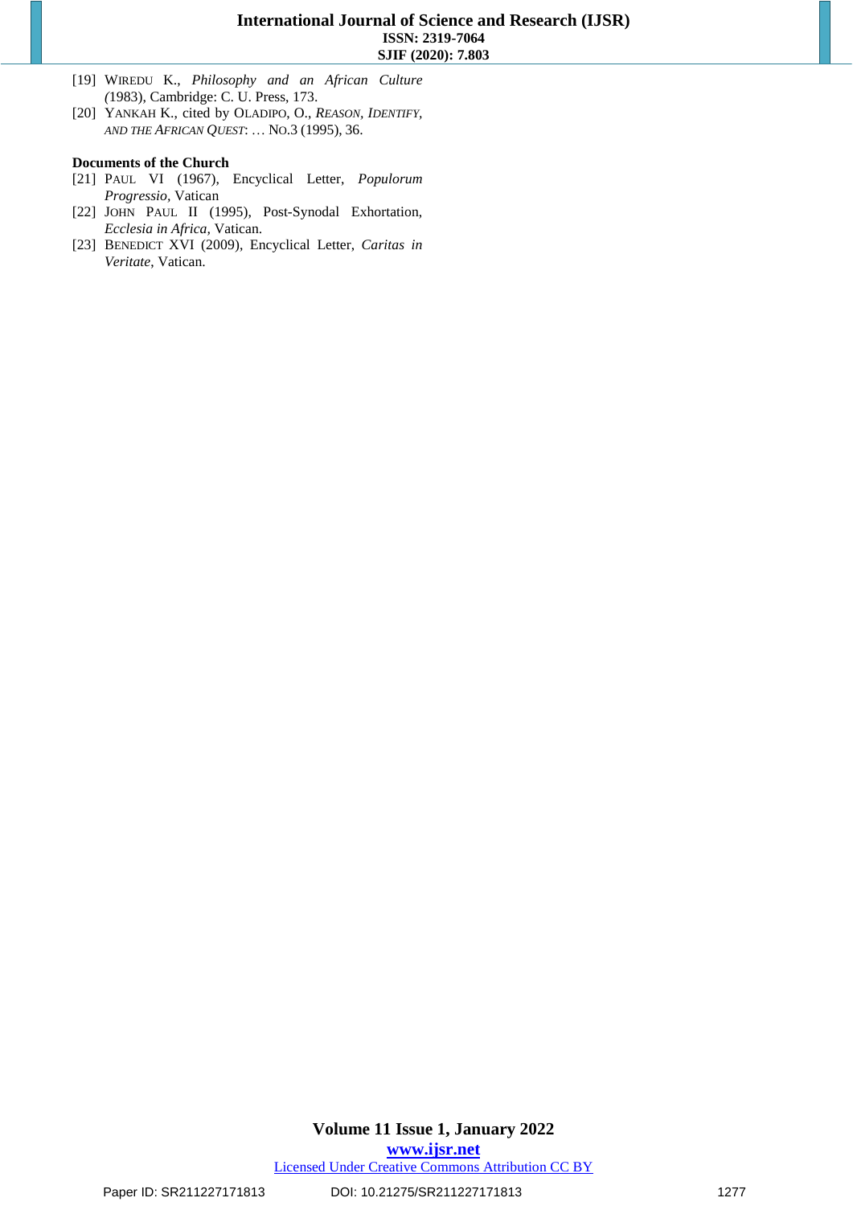[19] WIREDU K., *Philosophy and an African Culture (*1983), Cambridge: C. U. Press, 173.

[20] YANKAH K., cited by OLADIPO, O., *REASON, IDENTIFY, AND THE AFRICAN QUEST*: … NO.3 (1995), 36.

**Documents of the Church**

[21] PAUL VI (1967), Encyclical Letter, *Populorum Progressio*, Vatican

[22] JOHN PAUL II (1995), Post-Synodal Exhortation, *Ecclesia in Africa,* Vatican.

[23] BENEDICT XVI (2009), Encyclical Letter, *Caritas in Veritate*, Vatican.